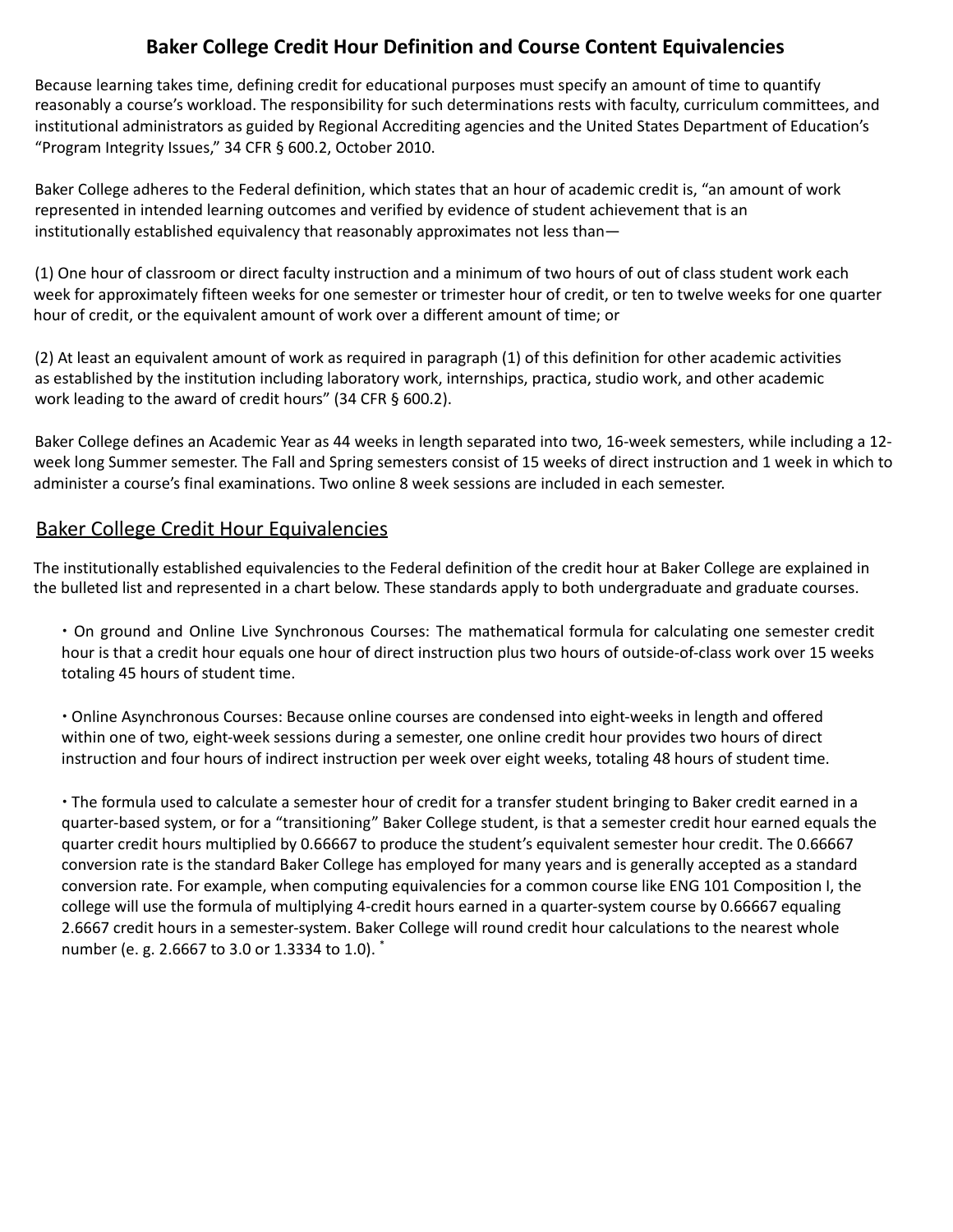# Baker College Credit Hour Definition and Course Content Equivalencies

Because learning takes time, defining credit for educational purposes must specify an amount of time to quantify reasonably a course's workload. The responsibility for such determinations rests with faculty, curriculum committees, and institutional administrators as guided by Regional Accrediting agencies and the United States Department of Education's "Program Integrity Issues," 34 CFR § 600.2, October 2010.

Baker College adheres to the Federal definition, which states that an hour of academic credit is, "an amount of work represented in intended learning outcomes and verified by evidence of student achievement that is an institutionally established equivalency that reasonably approximates not less than—

(1) One hour of classroom or direct faculty instruction and a minimum of two hours of out of class student work each week for approximately fifteen weeks for one semester or trimester hour of credit, or ten to twelve weeks for one quarter hour of credit, or the equivalent amount of work over a different amount of time; or

(2) At least an equivalent amount of work as required in paragraph (1) of this definition for other academic activities as established by the institution including laboratory work, internships, practica, studio work, and other academic work leading to the award of credit hours" (34 CFR § 600.2).

Baker College defines an Academic Year as 44 weeks in length separated into two, 16-week semesters, while including a 12-week long Summer semester. The Fall and Spring semesters consist of 15 weeks of direct instruction and 1 week in which to administer a course's final examinations. Two online 8 week sessions are included in each semester.

## Baker College Credit Hour Equivalencies

The institutionally established equivalencies to the Federal definition of the credit hour at Baker College are explained in the bulleted list and represented in a chart below. These standards apply to both undergraduate and graduate courses.

- On ground and Online Live Synchronous Courses: The mathematical formula for calculating one semester credit hour is that a credit hour equals one hour of direct instruction plus two hours of outside-of-class work over 15 weeks totaling 45 hours of student time.

- Online Asynchronous Courses: Because online courses are condensed into eight-weeks in length and offered within one of two, eight-week sessions during a semester, one online credit hour provides two hours of direct instruction and four hours of indirect instruction per week over eight weeks, totaling 48 hours of student time.

- The formula used to calculate a semester hour of credit for a transfer student bringing to Baker credit earned in a quarter-based system, or for a "transitioning" Baker College student, is that a semester credit hour earned equals the quarter credit hours multiplied by 0.66667 to produce the student's equivalent semester hour credit. The 0.66667 conversion rate is the standard Baker College has employed for many years and is generally accepted as a standard conversion rate. For example, when computing equivalencies for a common course like ENG 101 Composition I, the college will use the formula of multiplying 4-credit hours earned in a quarter-system course by 0.66667 equaling 2.6667 credit hours in a semester-system. Baker College will round credit hour calculations to the nearest whole number (e. g. 2.6667 to 3.0 or 1.3334 to 1.0). *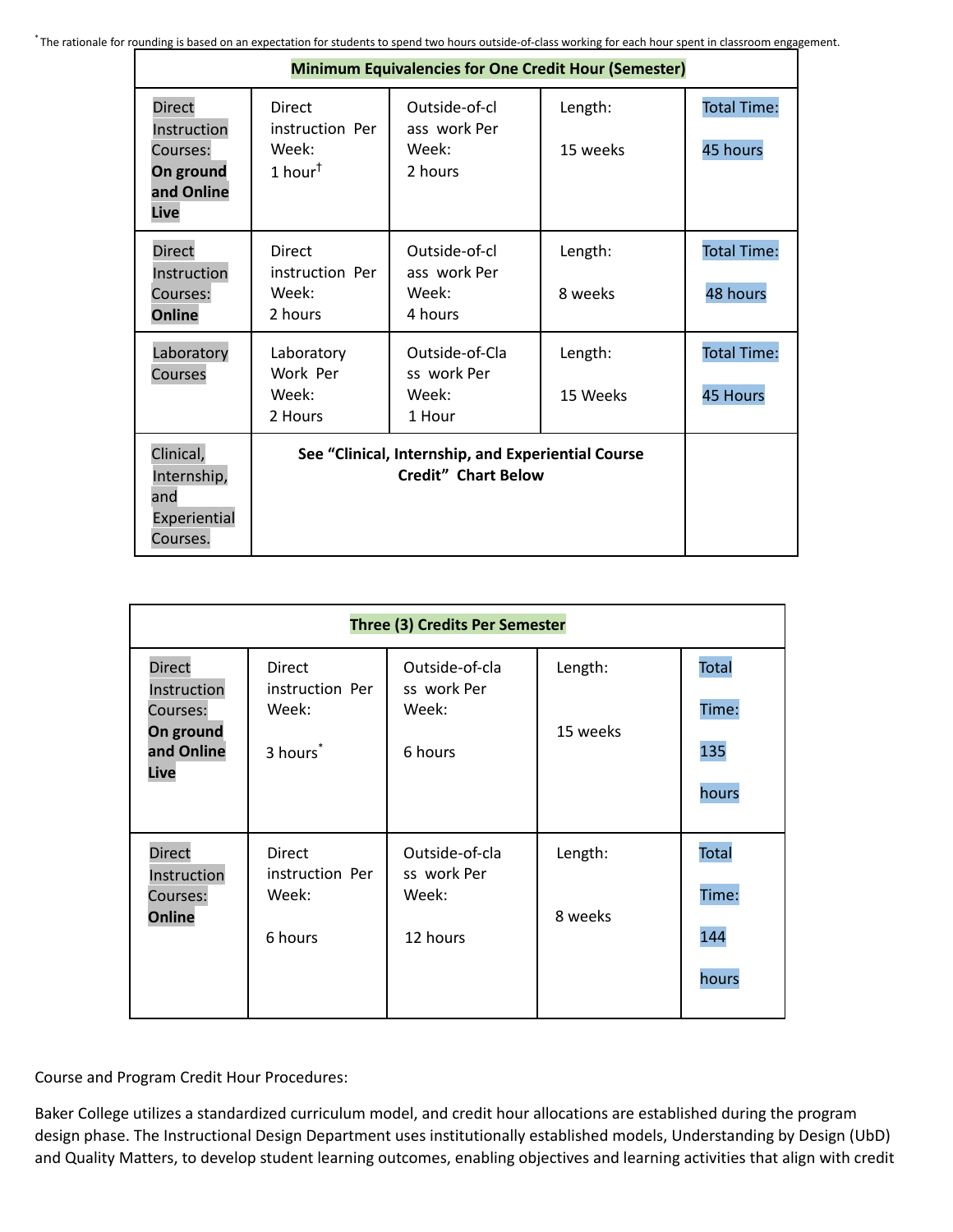*The rationale for rounding is based on an expectation for students to spend two hours outside-of-class working for each hour spent in classroom engagement.

| Minimum Equivalencies for One Credit Hour (Semester) | | | | |
|---|---|---|---|---|
| Direct Instruction Courses: **On ground and Online Live** | Direct instruction Per Week: 1 hour† | Outside-of-class work Per Week: 2 hours | Length: 15 weeks | Total Time: 45 hours |
| Direct Instruction Courses: **Online** | Direct instruction Per Week: 2 hours | Outside-of-class work Per Week: 4 hours | Length: 8 weeks | Total Time: 48 hours |
| Laboratory Courses | Laboratory Work Per Week: 2 Hours | Outside-of-Class work Per Week: 1 Hour | Length: 15 Weeks | Total Time: 45 Hours |
| Clinical, Internship, and Experiential Courses. | **See "Clinical, Internship, and Experiential Course Credit" Chart Below** | | | |

| Three (3) Credits Per Semester | | | | |
|---|---|---|---|---|
| Direct Instruction Courses: **On ground and Online Live** | Direct instruction Per Week: 3 hours* | Outside-of-class work Per Week: 6 hours | Length: 15 weeks | Total Time: 135 hours |
| Direct Instruction Courses: **Online** | Direct instruction Per Week: 6 hours | Outside-of-class work Per Week: 12 hours | Length: 8 weeks | Total Time: 144 hours |

Course and Program Credit Hour Procedures:

Baker College utilizes a standardized curriculum model, and credit hour allocations are established during the program design phase. The Instructional Design Department uses institutionally established models, Understanding by Design (UbD) and Quality Matters, to develop student learning outcomes, enabling objectives and learning activities that align with credit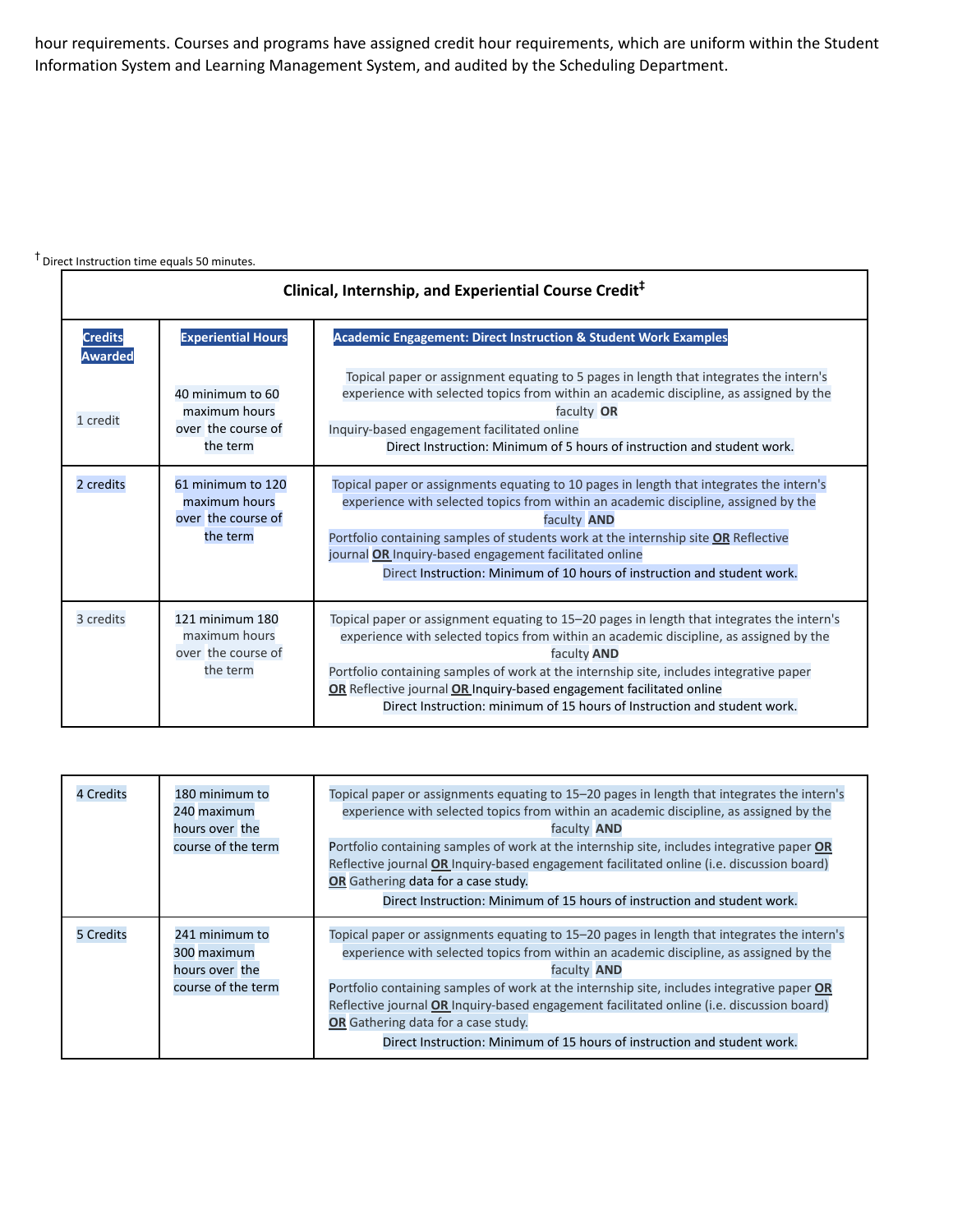hour requirements. Courses and programs have assigned credit hour requirements, which are uniform within the Student Information System and Learning Management System, and audited by the Scheduling Department.

† Direct Instruction time equals 50 minutes.

**Clinical, Internship, and Experiential Course Credit‡**

| Credits Awarded | Experiential Hours | Academic Engagement: Direct Instruction & Student Work Examples |
|---|---|---|
| 1 credit | 40 minimum to 60 maximum hours over the course of the term | Topical paper or assignment equating to 5 pages in length that integrates the intern's experience with selected topics from within an academic discipline, as assigned by the faculty **OR** Inquiry-based engagement facilitated online<br>Direct Instruction: Minimum of 5 hours of instruction and student work. |
| 2 credits | 61 minimum to 120 maximum hours over the course of the term | Topical paper or assignments equating to 10 pages in length that integrates the intern's experience with selected topics from within an academic discipline, assigned by the faculty **AND** Portfolio containing samples of students work at the internship site **OR** Reflective journal **OR** Inquiry-based engagement facilitated online<br>Direct Instruction: Minimum of 10 hours of instruction and student work. |
| 3 credits | 121 minimum 180 maximum hours over the course of the term | Topical paper or assignment equating to 15–20 pages in length that integrates the intern's experience with selected topics from within an academic discipline, as assigned by the faculty **AND** Portfolio containing samples of work at the internship site, includes integrative paper **OR** Reflective journal **OR** Inquiry-based engagement facilitated online<br>Direct Instruction: minimum of 15 hours of Instruction and student work. |
| 4 Credits | 180 minimum to 240 maximum hours over the course of the term | Topical paper or assignments equating to 15–20 pages in length that integrates the intern's experience with selected topics from within an academic discipline, as assigned by the faculty **AND** Portfolio containing samples of work at the internship site, includes integrative paper **OR** Reflective journal **OR** Inquiry-based engagement facilitated online (i.e. discussion board) **OR** Gathering data for a case study.<br>Direct Instruction: Minimum of 15 hours of instruction and student work. |
| 5 Credits | 241 minimum to 300 maximum hours over the course of the term | Topical paper or assignments equating to 15–20 pages in length that integrates the intern's experience with selected topics from within an academic discipline, as assigned by the faculty **AND** Portfolio containing samples of work at the internship site, includes integrative paper **OR** Reflective journal **OR** Inquiry-based engagement facilitated online (i.e. discussion board) **OR** Gathering data for a case study.<br>Direct Instruction: Minimum of 15 hours of instruction and student work. |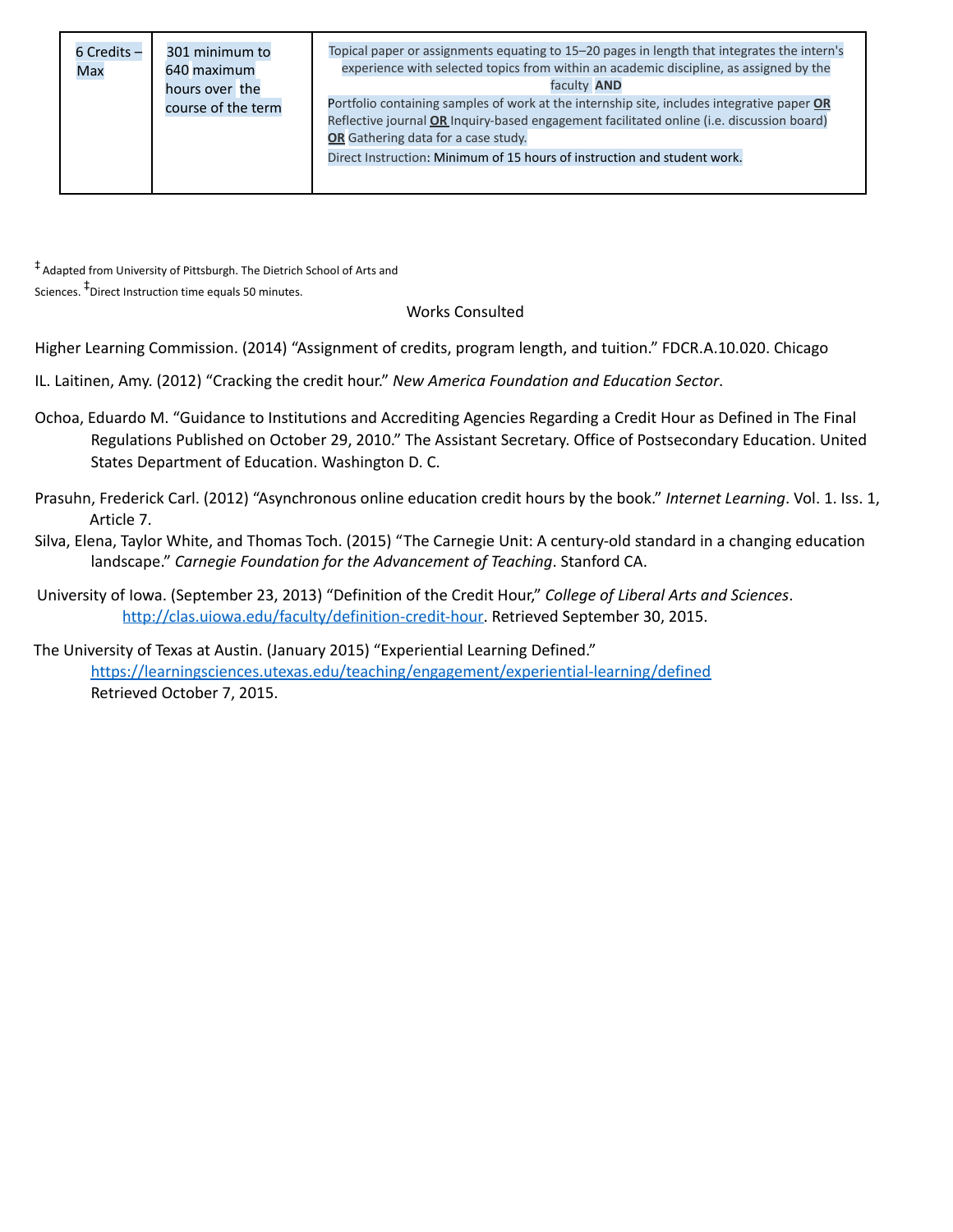| | | |
|---|---|---|
| 6 Credits – Max | 301 minimum to 640 maximum hours over the course of the term | Topical paper or assignments equating to 15–20 pages in length that integrates the intern's experience with selected topics from within an academic discipline, as assigned by the faculty **AND**<br>Portfolio containing samples of work at the internship site, includes integrative paper **OR** Reflective journal **OR** Inquiry-based engagement facilitated online (i.e. discussion board) **OR** Gathering data for a case study.<br>Direct Instruction: Minimum of 15 hours of instruction and student work. |

‡ Adapted from University of Pittsburgh. The Dietrich School of Arts and Sciences. ‡Direct Instruction time equals 50 minutes.

## Works Consulted

Higher Learning Commission. (2014) "Assignment of credits, program length, and tuition." FDCR.A.10.020. Chicago IL.

Laitinen, Amy. (2012) "Cracking the credit hour." *New America Foundation and Education Sector*.

Ochoa, Eduardo M. "Guidance to Institutions and Accrediting Agencies Regarding a Credit Hour as Defined in The Final Regulations Published on October 29, 2010." The Assistant Secretary. Office of Postsecondary Education. United States Department of Education. Washington D. C.

Prasuhn, Frederick Carl. (2012) "Asynchronous online education credit hours by the book." *Internet Learning*. Vol. 1. Iss. 1, Article 7.

Silva, Elena, Taylor White, and Thomas Toch. (2015) "The Carnegie Unit: A century-old standard in a changing education landscape." *Carnegie Foundation for the Advancement of Teaching*. Stanford CA.

University of Iowa. (September 23, 2013) "Definition of the Credit Hour," *College of Liberal Arts and Sciences*. http://clas.uiowa.edu/faculty/definition-credit-hour. Retrieved September 30, 2015.

The University of Texas at Austin. (January 2015) "Experiential Learning Defined." https://learningsciences.utexas.edu/teaching/engagement/experiential-learning/defined Retrieved October 7, 2015.